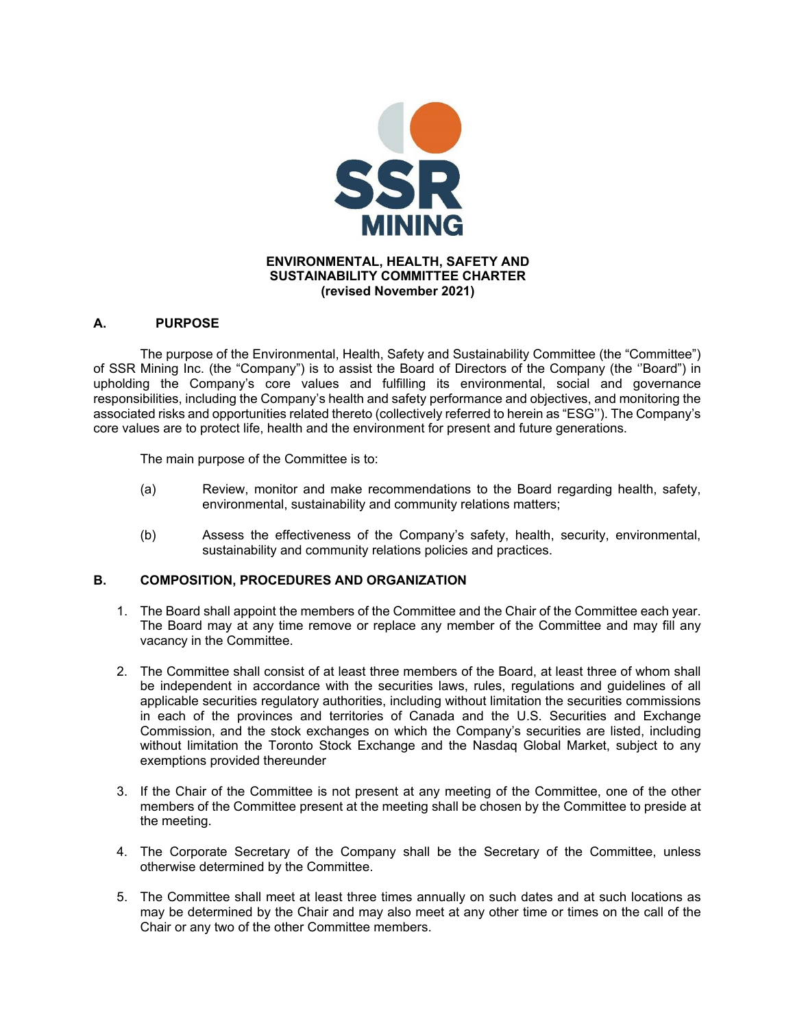# ENVIRONMENTAL, HEALTH, SAFETY AND SUSTAINABILITY COMMITTEE CHARTER
**(revised November 2021)**

## A. PURPOSE

The purpose of the Environmental, Health, Safety and Sustainability Committee (the "Committee") of SSR Mining Inc. (the "Company") is to assist the Board of Directors of the Company (the ''Board") in upholding the Company's core values and fulfilling its environmental, social and governance responsibilities, including the Company's health and safety performance and objectives, and monitoring the associated risks and opportunities related thereto (collectively referred to herein as "ESG''). The Company's core values are to protect life, health and the environment for present and future generations.

The main purpose of the Committee is to:

(a) Review, monitor and make recommendations to the Board regarding health, safety, environmental, sustainability and community relations matters;

(b) Assess the effectiveness of the Company's safety, health, security, environmental, sustainability and community relations policies and practices.

## B. COMPOSITION, PROCEDURES AND ORGANIZATION

1. The Board shall appoint the members of the Committee and the Chair of the Committee each year. The Board may at any time remove or replace any member of the Committee and may fill any vacancy in the Committee.

2. The Committee shall consist of at least three members of the Board, at least three of whom shall be independent in accordance with the securities laws, rules, regulations and guidelines of all applicable securities regulatory authorities, including without limitation the securities commissions in each of the provinces and territories of Canada and the U.S. Securities and Exchange Commission, and the stock exchanges on which the Company's securities are listed, including without limitation the Toronto Stock Exchange and the Nasdaq Global Market, subject to any exemptions provided thereunder

3. If the Chair of the Committee is not present at any meeting of the Committee, one of the other members of the Committee present at the meeting shall be chosen by the Committee to preside at the meeting.

4. The Corporate Secretary of the Company shall be the Secretary of the Committee, unless otherwise determined by the Committee.

5. The Committee shall meet at least three times annually on such dates and at such locations as may be determined by the Chair and may also meet at any other time or times on the call of the Chair or any two of the other Committee members.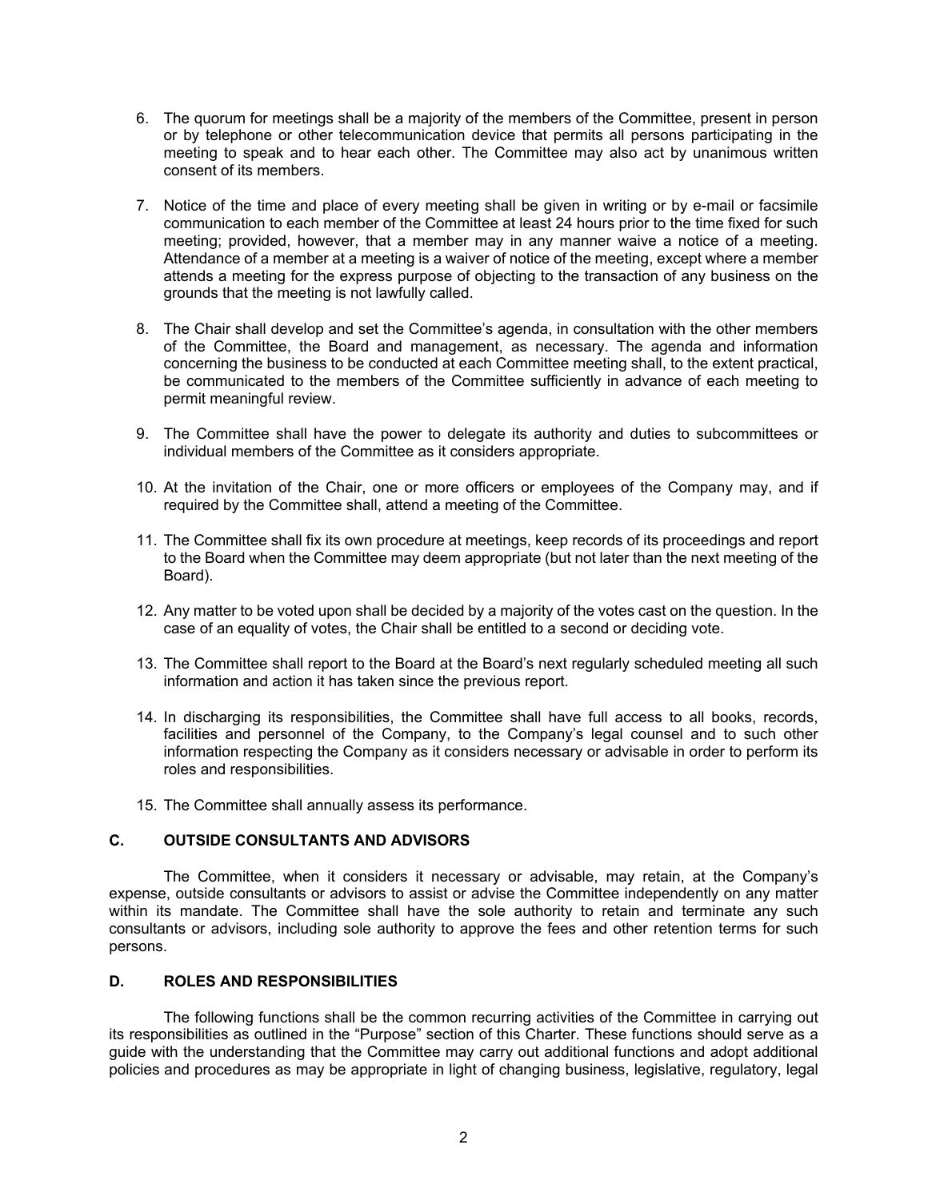6. The quorum for meetings shall be a majority of the members of the Committee, present in person or by telephone or other telecommunication device that permits all persons participating in the meeting to speak and to hear each other. The Committee may also act by unanimous written consent of its members.

7. Notice of the time and place of every meeting shall be given in writing or by e-mail or facsimile communication to each member of the Committee at least 24 hours prior to the time fixed for such meeting; provided, however, that a member may in any manner waive a notice of a meeting. Attendance of a member at a meeting is a waiver of notice of the meeting, except where a member attends a meeting for the express purpose of objecting to the transaction of any business on the grounds that the meeting is not lawfully called.

8. The Chair shall develop and set the Committee's agenda, in consultation with the other members of the Committee, the Board and management, as necessary. The agenda and information concerning the business to be conducted at each Committee meeting shall, to the extent practical, be communicated to the members of the Committee sufficiently in advance of each meeting to permit meaningful review.

9. The Committee shall have the power to delegate its authority and duties to subcommittees or individual members of the Committee as it considers appropriate.

10. At the invitation of the Chair, one or more officers or employees of the Company may, and if required by the Committee shall, attend a meeting of the Committee.

11. The Committee shall fix its own procedure at meetings, keep records of its proceedings and report to the Board when the Committee may deem appropriate (but not later than the next meeting of the Board).

12. Any matter to be voted upon shall be decided by a majority of the votes cast on the question. In the case of an equality of votes, the Chair shall be entitled to a second or deciding vote.

13. The Committee shall report to the Board at the Board's next regularly scheduled meeting all such information and action it has taken since the previous report.

14. In discharging its responsibilities, the Committee shall have full access to all books, records, facilities and personnel of the Company, to the Company's legal counsel and to such other information respecting the Company as it considers necessary or advisable in order to perform its roles and responsibilities.

15. The Committee shall annually assess its performance.

## C. OUTSIDE CONSULTANTS AND ADVISORS

The Committee, when it considers it necessary or advisable, may retain, at the Company's expense, outside consultants or advisors to assist or advise the Committee independently on any matter within its mandate. The Committee shall have the sole authority to retain and terminate any such consultants or advisors, including sole authority to approve the fees and other retention terms for such persons.

## D. ROLES AND RESPONSIBILITIES

The following functions shall be the common recurring activities of the Committee in carrying out its responsibilities as outlined in the "Purpose" section of this Charter. These functions should serve as a guide with the understanding that the Committee may carry out additional functions and adopt additional policies and procedures as may be appropriate in light of changing business, legislative, regulatory, legal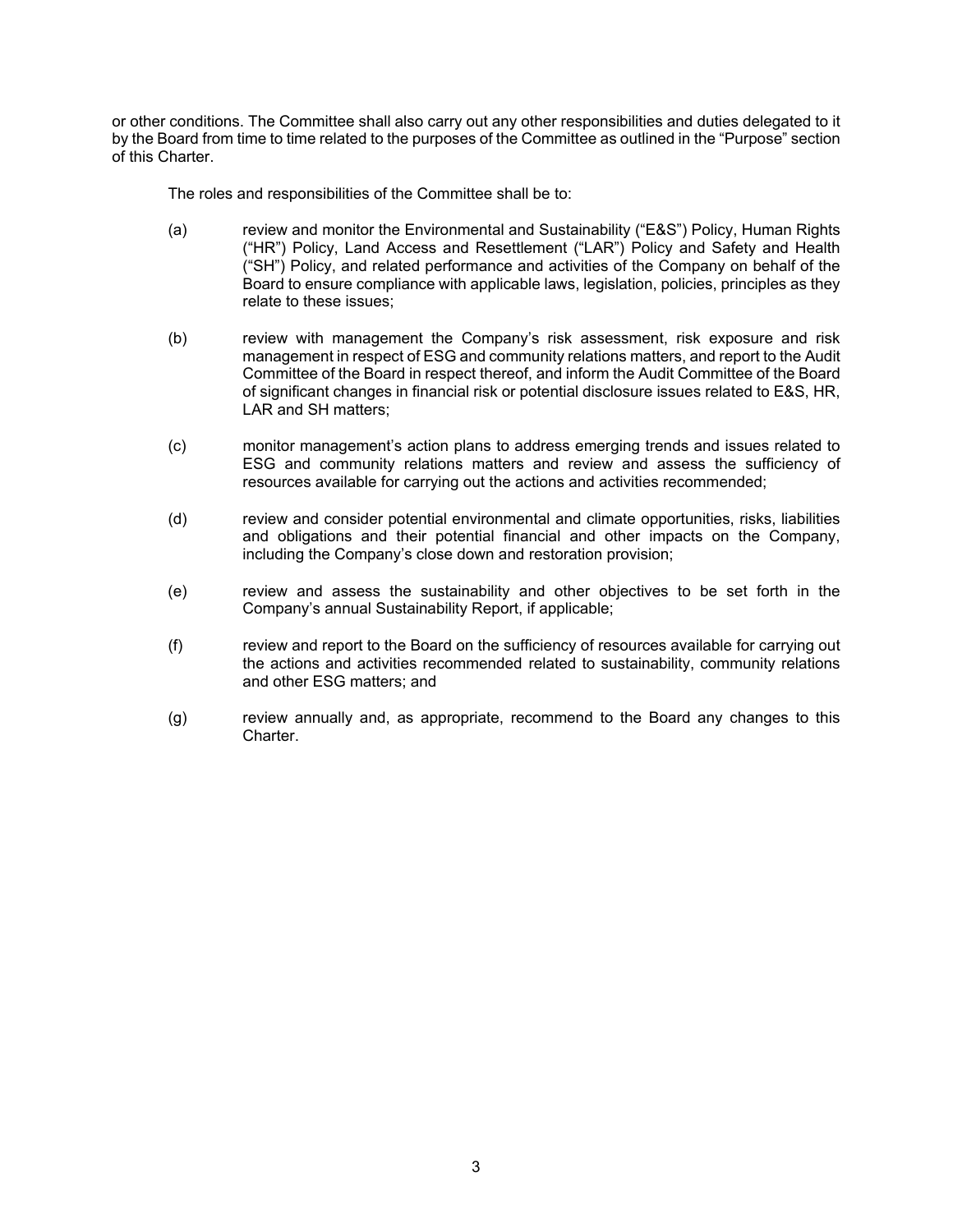or other conditions. The Committee shall also carry out any other responsibilities and duties delegated to it by the Board from time to time related to the purposes of the Committee as outlined in the "Purpose" section of this Charter.

The roles and responsibilities of the Committee shall be to:

(a) review and monitor the Environmental and Sustainability ("E&S") Policy, Human Rights ("HR") Policy, Land Access and Resettlement ("LAR") Policy and Safety and Health ("SH") Policy, and related performance and activities of the Company on behalf of the Board to ensure compliance with applicable laws, legislation, policies, principles as they relate to these issues;

(b) review with management the Company's risk assessment, risk exposure and risk management in respect of ESG and community relations matters, and report to the Audit Committee of the Board in respect thereof, and inform the Audit Committee of the Board of significant changes in financial risk or potential disclosure issues related to E&S, HR, LAR and SH matters;

(c) monitor management's action plans to address emerging trends and issues related to ESG and community relations matters and review and assess the sufficiency of resources available for carrying out the actions and activities recommended;

(d) review and consider potential environmental and climate opportunities, risks, liabilities and obligations and their potential financial and other impacts on the Company, including the Company's close down and restoration provision;

(e) review and assess the sustainability and other objectives to be set forth in the Company's annual Sustainability Report, if applicable;

(f) review and report to the Board on the sufficiency of resources available for carrying out the actions and activities recommended related to sustainability, community relations and other ESG matters; and

(g) review annually and, as appropriate, recommend to the Board any changes to this Charter.